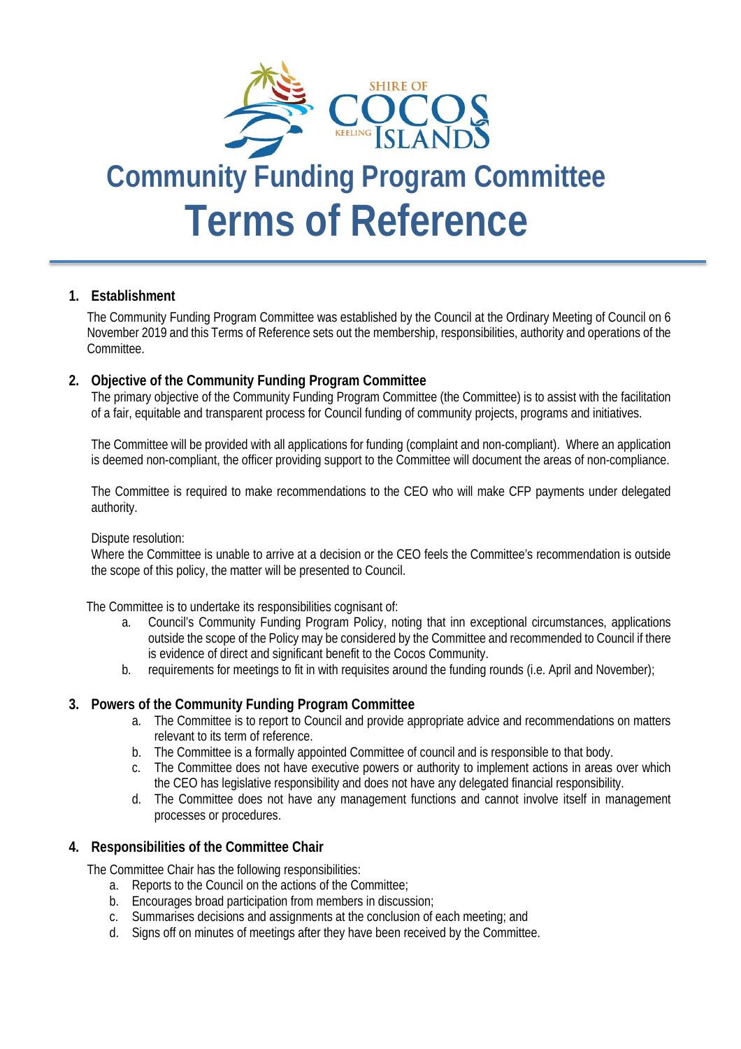# Community Funding Program Committee Terms of Reference

## 1. Establishment

The Community Funding Program Committee was established by the Council at the Ordinary Meeting of Council on 6 November 2019 and this Terms of Reference sets out the membership, responsibilities, authority and operations of the Committee.

## 2. Objective of the Community Funding Program Committee

The primary objective of the Community Funding Program Committee (the Committee) is to assist with the facilitation of a fair, equitable and transparent process for Council funding of community projects, programs and initiatives.

The Committee will be provided with all applications for funding (complaint and non-compliant). Where an application is deemed non-compliant, the officer providing support to the Committee will document the areas of non-compliance.

The Committee is required to make recommendations to the CEO who will make CFP payments under delegated authority.

Dispute resolution:
Where the Committee is unable to arrive at a decision or the CEO feels the Committee's recommendation is outside the scope of this policy, the matter will be presented to Council.

The Committee is to undertake its responsibilities cognisant of:

a. Council's Community Funding Program Policy, noting that inn exceptional circumstances, applications outside the scope of the Policy may be considered by the Committee and recommended to Council if there is evidence of direct and significant benefit to the Cocos Community.
b. requirements for meetings to fit in with requisites around the funding rounds (i.e. April and November);

## 3. Powers of the Community Funding Program Committee

a. The Committee is to report to Council and provide appropriate advice and recommendations on matters relevant to its term of reference.
b. The Committee is a formally appointed Committee of council and is responsible to that body.
c. The Committee does not have executive powers or authority to implement actions in areas over which the CEO has legislative responsibility and does not have any delegated financial responsibility.
d. The Committee does not have any management functions and cannot involve itself in management processes or procedures.

## 4. Responsibilities of the Committee Chair

The Committee Chair has the following responsibilities:

a. Reports to the Council on the actions of the Committee;
b. Encourages broad participation from members in discussion;
c. Summarises decisions and assignments at the conclusion of each meeting; and
d. Signs off on minutes of meetings after they have been received by the Committee.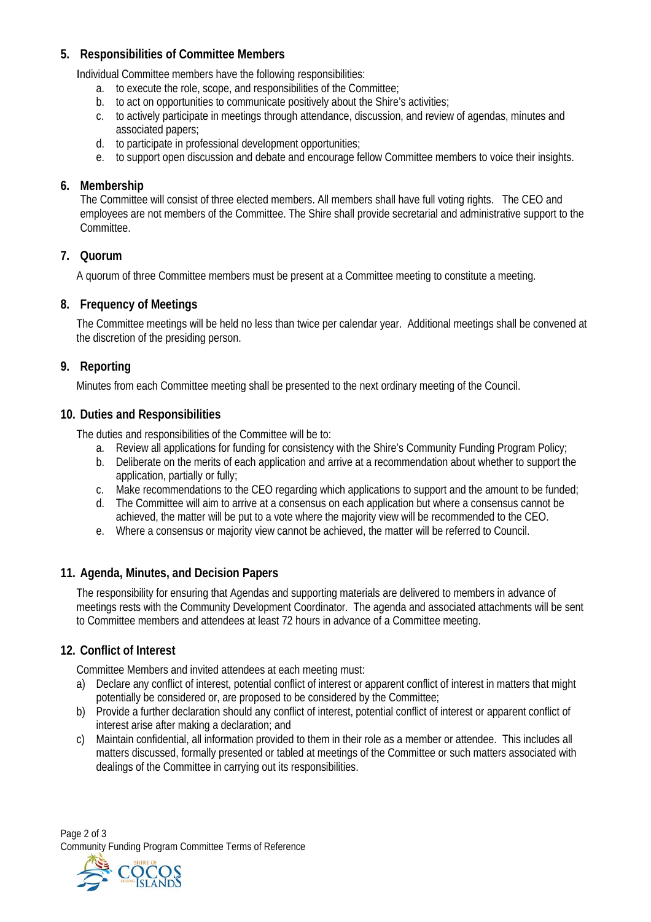## 5. Responsibilities of Committee Members

Individual Committee members have the following responsibilities:

a. to execute the role, scope, and responsibilities of the Committee;
b. to act on opportunities to communicate positively about the Shire's activities;
c. to actively participate in meetings through attendance, discussion, and review of agendas, minutes and associated papers;
d. to participate in professional development opportunities;
e. to support open discussion and debate and encourage fellow Committee members to voice their insights.

## 6. Membership

The Committee will consist of three elected members. All members shall have full voting rights. The CEO and employees are not members of the Committee. The Shire shall provide secretarial and administrative support to the Committee.

## 7. Quorum

A quorum of three Committee members must be present at a Committee meeting to constitute a meeting.

## 8. Frequency of Meetings

The Committee meetings will be held no less than twice per calendar year. Additional meetings shall be convened at the discretion of the presiding person.

## 9. Reporting

Minutes from each Committee meeting shall be presented to the next ordinary meeting of the Council.

## 10. Duties and Responsibilities

The duties and responsibilities of the Committee will be to:

a. Review all applications for funding for consistency with the Shire's Community Funding Program Policy;
b. Deliberate on the merits of each application and arrive at a recommendation about whether to support the application, partially or fully;
c. Make recommendations to the CEO regarding which applications to support and the amount to be funded;
d. The Committee will aim to arrive at a consensus on each application but where a consensus cannot be achieved, the matter will be put to a vote where the majority view will be recommended to the CEO.
e. Where a consensus or majority view cannot be achieved, the matter will be referred to Council.

## 11. Agenda, Minutes, and Decision Papers

The responsibility for ensuring that Agendas and supporting materials are delivered to members in advance of meetings rests with the Community Development Coordinator. The agenda and associated attachments will be sent to Committee members and attendees at least 72 hours in advance of a Committee meeting.

## 12. Conflict of Interest

Committee Members and invited attendees at each meeting must:

a) Declare any conflict of interest, potential conflict of interest or apparent conflict of interest in matters that might potentially be considered or, are proposed to be considered by the Committee;
b) Provide a further declaration should any conflict of interest, potential conflict of interest or apparent conflict of interest arise after making a declaration; and
c) Maintain confidential, all information provided to them in their role as a member or attendee. This includes all matters discussed, formally presented or tabled at meetings of the Committee or such matters associated with dealings of the Committee in carrying out its responsibilities.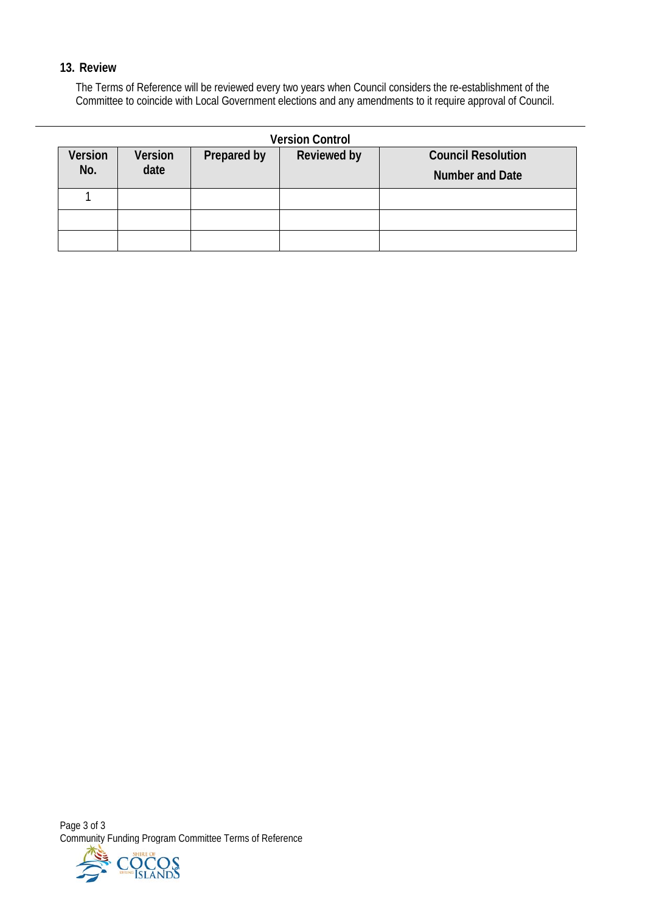## 13. Review

The Terms of Reference will be reviewed every two years when Council considers the re-establishment of the Committee to coincide with Local Government elections and any amendments to it require approval of Council.

**Version Control**

| Version No. | Version date | Prepared by | Reviewed by | Council Resolution Number and Date |
|---|---|---|---|---|
| 1 | | | | |
| | | | | |
| | | | | |